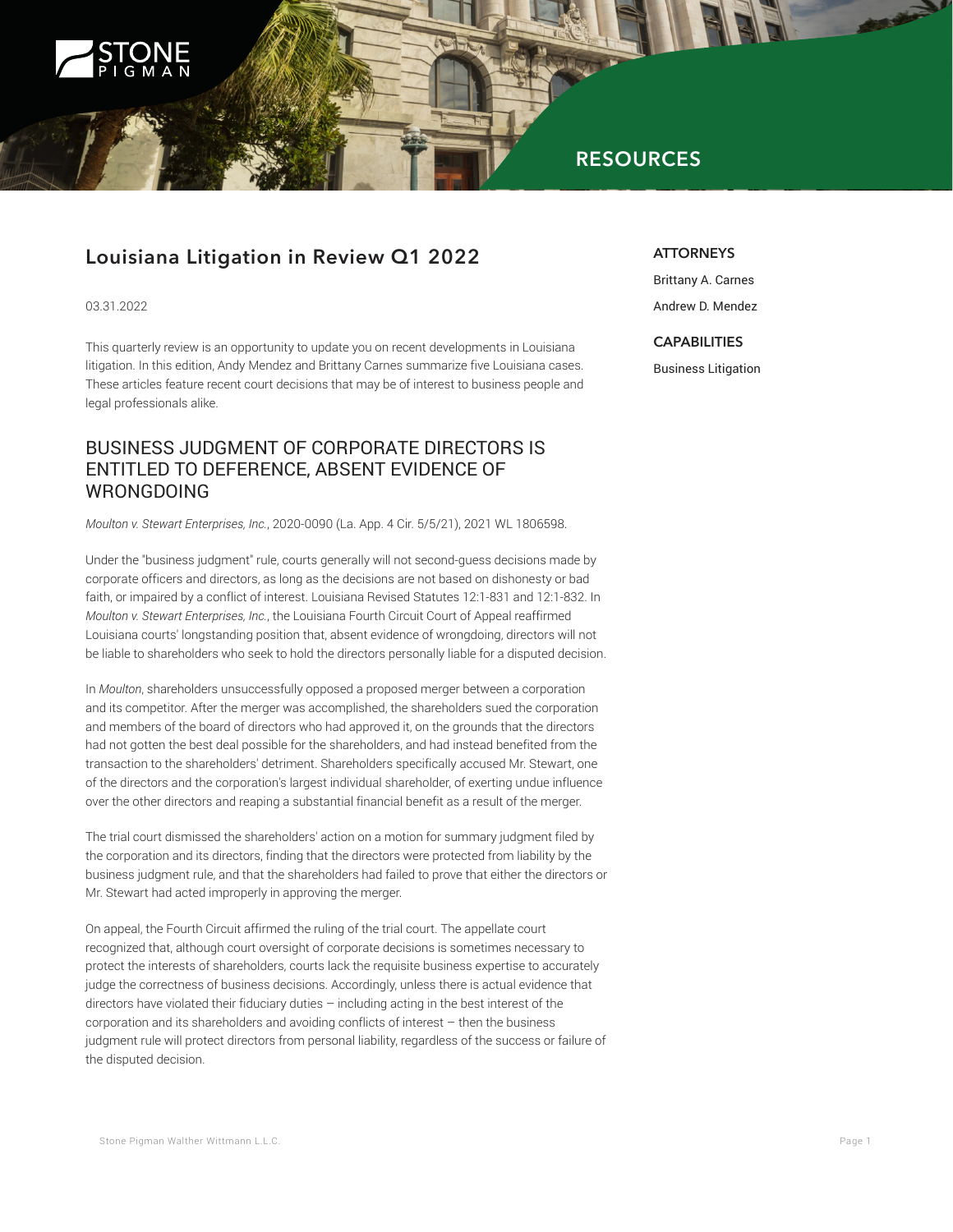STONE PIGMAN

RESOURCES

# Louisiana Litigation in Review Q1 2022

03.31.2022

This quarterly review is an opportunity to update you on recent developments in Louisiana litigation. In this edition, Andy Mendez and Brittany Carnes summarize five Louisiana cases. These articles feature recent court decisions that may be of interest to business people and legal professionals alike.

**ATTORNEYS**

Brittany A. Carnes

Andrew D. Mendez

**CAPABILITIES**

Business Litigation

## BUSINESS JUDGMENT OF CORPORATE DIRECTORS IS ENTITLED TO DEFERENCE, ABSENT EVIDENCE OF WRONGDOING

*Moulton v. Stewart Enterprises, Inc.*, 2020-0090 (La. App. 4 Cir. 5/5/21), 2021 WL 1806598.

Under the "business judgment" rule, courts generally will not second-guess decisions made by corporate officers and directors, as long as the decisions are not based on dishonesty or bad faith, or impaired by a conflict of interest. Louisiana Revised Statutes 12:1-831 and 12:1-832. In *Moulton v. Stewart Enterprises, Inc.*, the Louisiana Fourth Circuit Court of Appeal reaffirmed Louisiana courts' longstanding position that, absent evidence of wrongdoing, directors will not be liable to shareholders who seek to hold the directors personally liable for a disputed decision.

In *Moulton*, shareholders unsuccessfully opposed a proposed merger between a corporation and its competitor. After the merger was accomplished, the shareholders sued the corporation and members of the board of directors who had approved it, on the grounds that the directors had not gotten the best deal possible for the shareholders, and had instead benefited from the transaction to the shareholders' detriment. Shareholders specifically accused Mr. Stewart, one of the directors and the corporation's largest individual shareholder, of exerting undue influence over the other directors and reaping a substantial financial benefit as a result of the merger.

The trial court dismissed the shareholders' action on a motion for summary judgment filed by the corporation and its directors, finding that the directors were protected from liability by the business judgment rule, and that the shareholders had failed to prove that either the directors or Mr. Stewart had acted improperly in approving the merger.

On appeal, the Fourth Circuit affirmed the ruling of the trial court. The appellate court recognized that, although court oversight of corporate decisions is sometimes necessary to protect the interests of shareholders, courts lack the requisite business expertise to accurately judge the correctness of business decisions. Accordingly, unless there is actual evidence that directors have violated their fiduciary duties – including acting in the best interest of the corporation and its shareholders and avoiding conflicts of interest – then the business judgment rule will protect directors from personal liability, regardless of the success or failure of the disputed decision.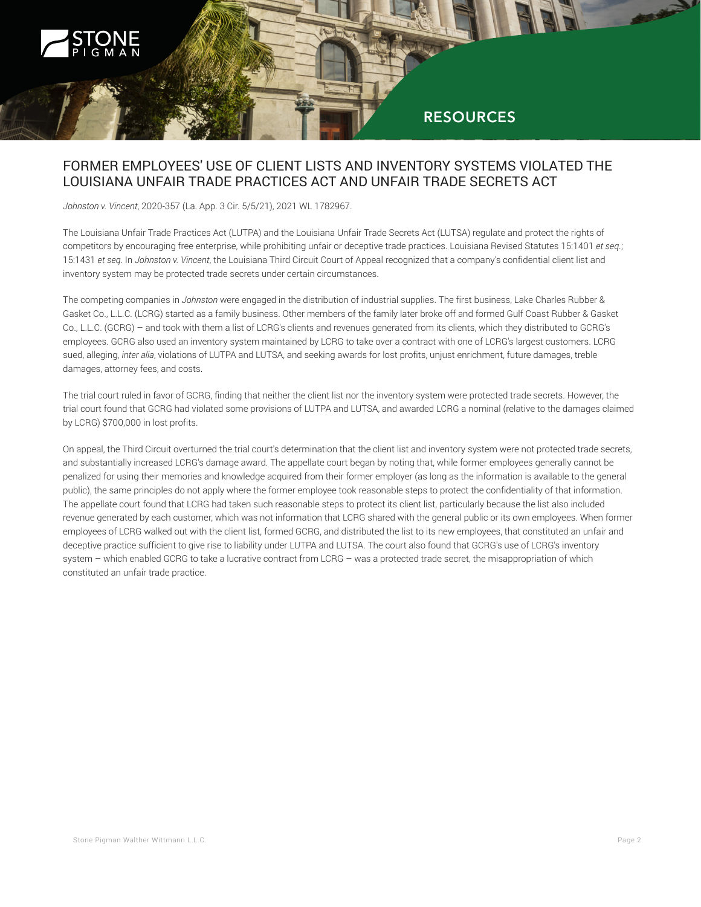# FORMER EMPLOYEES' USE OF CLIENT LISTS AND INVENTORY SYSTEMS VIOLATED THE LOUISIANA UNFAIR TRADE PRACTICES ACT AND UNFAIR TRADE SECRETS ACT

*Johnston v. Vincent*, 2020-357 (La. App. 3 Cir. 5/5/21), 2021 WL 1782967.

The Louisiana Unfair Trade Practices Act (LUTPA) and the Louisiana Unfair Trade Secrets Act (LUTSA) regulate and protect the rights of competitors by encouraging free enterprise, while prohibiting unfair or deceptive trade practices. Louisiana Revised Statutes 15:1401 *et seq.*; 15:1431 *et seq*. In *Johnston v. Vincent*, the Louisiana Third Circuit Court of Appeal recognized that a company's confidential client list and inventory system may be protected trade secrets under certain circumstances.

The competing companies in *Johnston* were engaged in the distribution of industrial supplies. The first business, Lake Charles Rubber & Gasket Co., L.L.C. (LCRG) started as a family business. Other members of the family later broke off and formed Gulf Coast Rubber & Gasket Co., L.L.C. (GCRG) – and took with them a list of LCRG's clients and revenues generated from its clients, which they distributed to GCRG's employees. GCRG also used an inventory system maintained by LCRG to take over a contract with one of LCRG's largest customers. LCRG sued, alleging, *inter alia*, violations of LUTPA and LUTSA, and seeking awards for lost profits, unjust enrichment, future damages, treble damages, attorney fees, and costs.

The trial court ruled in favor of GCRG, finding that neither the client list nor the inventory system were protected trade secrets. However, the trial court found that GCRG had violated some provisions of LUTPA and LUTSA, and awarded LCRG a nominal (relative to the damages claimed by LCRG) $700,000 in lost profits.

On appeal, the Third Circuit overturned the trial court's determination that the client list and inventory system were not protected trade secrets, and substantially increased LCRG's damage award. The appellate court began by noting that, while former employees generally cannot be penalized for using their memories and knowledge acquired from their former employer (as long as the information is available to the general public), the same principles do not apply where the former employee took reasonable steps to protect the confidentiality of that information. The appellate court found that LCRG had taken such reasonable steps to protect its client list, particularly because the list also included revenue generated by each customer, which was not information that LCRG shared with the general public or its own employees. When former employees of LCRG walked out with the client list, formed GCRG, and distributed the list to its new employees, that constituted an unfair and deceptive practice sufficient to give rise to liability under LUTPA and LUTSA. The court also found that GCRG's use of LCRG's inventory system – which enabled GCRG to take a lucrative contract from LCRG – was a protected trade secret, the misappropriation of which constituted an unfair trade practice.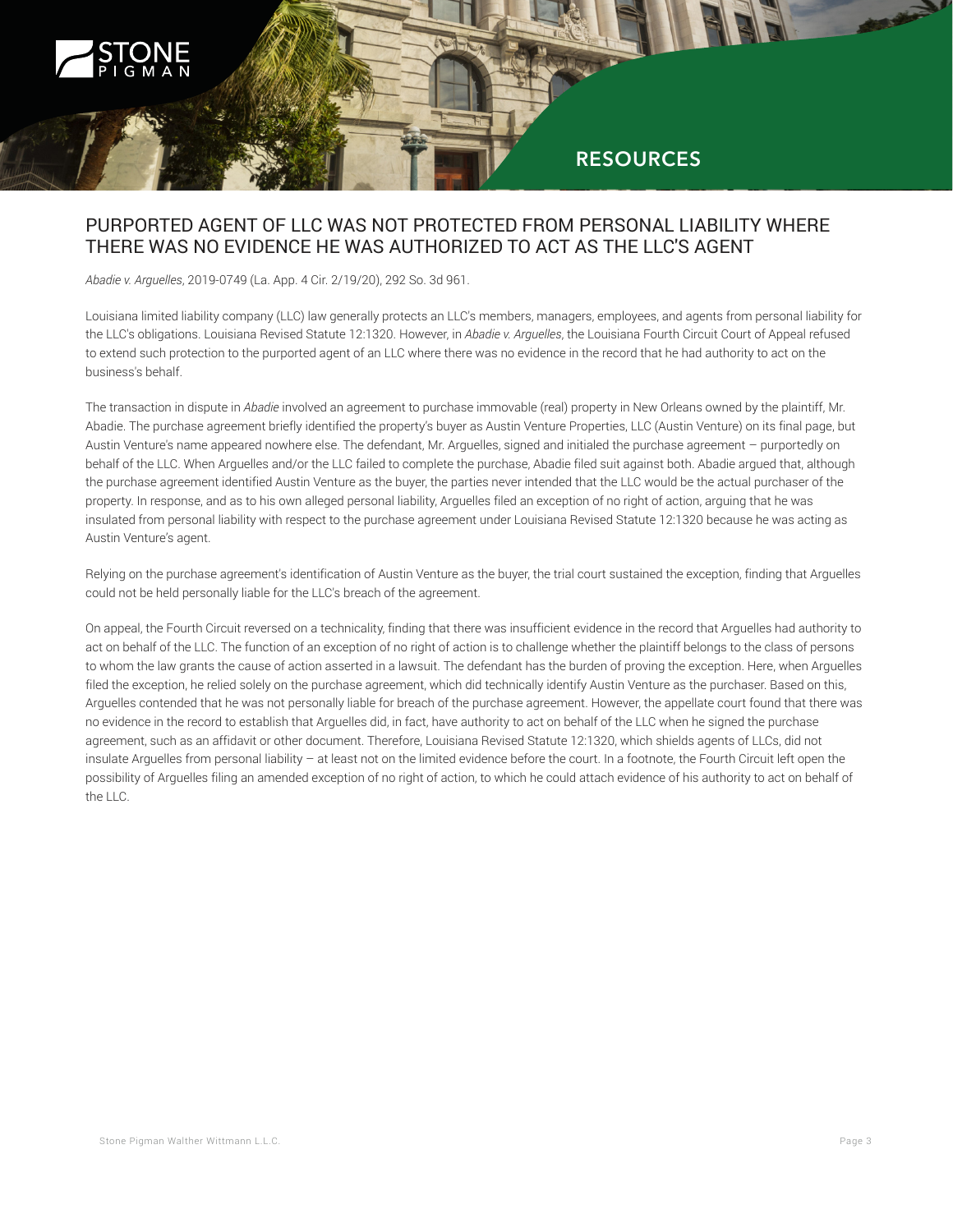# PURPORTED AGENT OF LLC WAS NOT PROTECTED FROM PERSONAL LIABILITY WHERE THERE WAS NO EVIDENCE HE WAS AUTHORIZED TO ACT AS THE LLC'S AGENT

*Abadie v. Arguelles*, 2019-0749 (La. App. 4 Cir. 2/19/20), 292 So. 3d 961.

Louisiana limited liability company (LLC) law generally protects an LLC's members, managers, employees, and agents from personal liability for the LLC's obligations. Louisiana Revised Statute 12:1320. However, in *Abadie v. Arguelles*, the Louisiana Fourth Circuit Court of Appeal refused to extend such protection to the purported agent of an LLC where there was no evidence in the record that he had authority to act on the business's behalf.

The transaction in dispute in *Abadie* involved an agreement to purchase immovable (real) property in New Orleans owned by the plaintiff, Mr. Abadie. The purchase agreement briefly identified the property's buyer as Austin Venture Properties, LLC (Austin Venture) on its final page, but Austin Venture's name appeared nowhere else. The defendant, Mr. Arguelles, signed and initialed the purchase agreement – purportedly on behalf of the LLC. When Arguelles and/or the LLC failed to complete the purchase, Abadie filed suit against both. Abadie argued that, although the purchase agreement identified Austin Venture as the buyer, the parties never intended that the LLC would be the actual purchaser of the property. In response, and as to his own alleged personal liability, Arguelles filed an exception of no right of action, arguing that he was insulated from personal liability with respect to the purchase agreement under Louisiana Revised Statute 12:1320 because he was acting as Austin Venture's agent.

Relying on the purchase agreement's identification of Austin Venture as the buyer, the trial court sustained the exception, finding that Arguelles could not be held personally liable for the LLC's breach of the agreement.

On appeal, the Fourth Circuit reversed on a technicality, finding that there was insufficient evidence in the record that Arguelles had authority to act on behalf of the LLC. The function of an exception of no right of action is to challenge whether the plaintiff belongs to the class of persons to whom the law grants the cause of action asserted in a lawsuit. The defendant has the burden of proving the exception. Here, when Arguelles filed the exception, he relied solely on the purchase agreement, which did technically identify Austin Venture as the purchaser. Based on this, Arguelles contended that he was not personally liable for breach of the purchase agreement. However, the appellate court found that there was no evidence in the record to establish that Arguelles did, in fact, have authority to act on behalf of the LLC when he signed the purchase agreement, such as an affidavit or other document. Therefore, Louisiana Revised Statute 12:1320, which shields agents of LLCs, did not insulate Arguelles from personal liability – at least not on the limited evidence before the court. In a footnote, the Fourth Circuit left open the possibility of Arguelles filing an amended exception of no right of action, to which he could attach evidence of his authority to act on behalf of the LLC.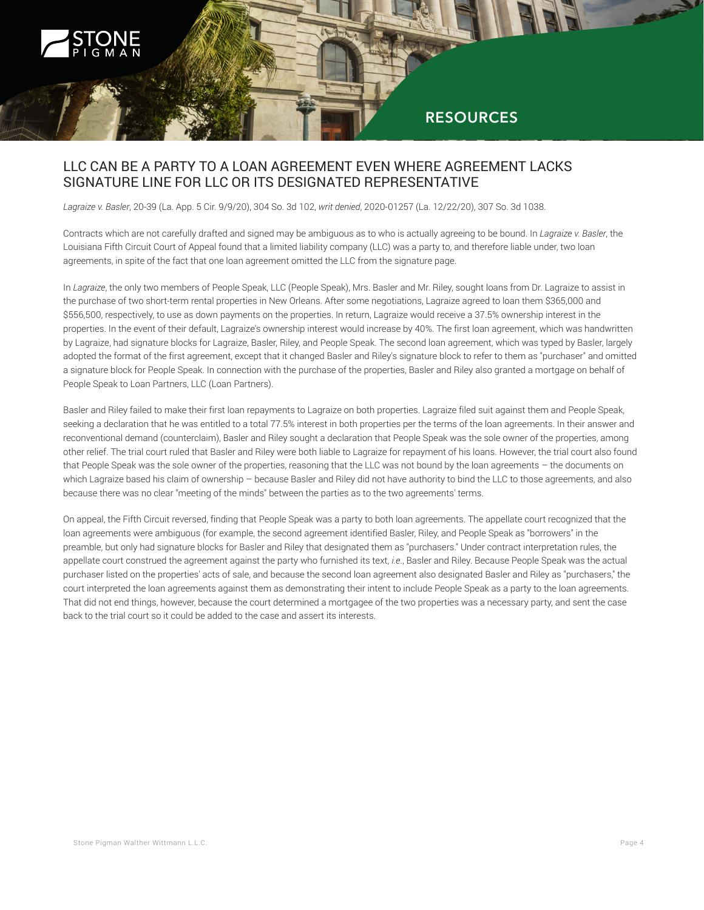## LLC CAN BE A PARTY TO A LOAN AGREEMENT EVEN WHERE AGREEMENT LACKS SIGNATURE LINE FOR LLC OR ITS DESIGNATED REPRESENTATIVE

*Lagraize v. Basler*, 20-39 (La. App. 5 Cir. 9/9/20), 304 So. 3d 102, *writ denied*, 2020-01257 (La. 12/22/20), 307 So. 3d 1038.

Contracts which are not carefully drafted and signed may be ambiguous as to who is actually agreeing to be bound. In *Lagraize v. Basler*, the Louisiana Fifth Circuit Court of Appeal found that a limited liability company (LLC) was a party to, and therefore liable under, two loan agreements, in spite of the fact that one loan agreement omitted the LLC from the signature page.

In *Lagraize*, the only two members of People Speak, LLC (People Speak), Mrs. Basler and Mr. Riley, sought loans from Dr. Lagraize to assist in the purchase of two short-term rental properties in New Orleans. After some negotiations, Lagraize agreed to loan them $365,000 and $556,500, respectively, to use as down payments on the properties. In return, Lagraize would receive a 37.5% ownership interest in the properties. In the event of their default, Lagraize's ownership interest would increase by 40%. The first loan agreement, which was handwritten by Lagraize, had signature blocks for Lagraize, Basler, Riley, and People Speak. The second loan agreement, which was typed by Basler, largely adopted the format of the first agreement, except that it changed Basler and Riley's signature block to refer to them as "purchaser" and omitted a signature block for People Speak. In connection with the purchase of the properties, Basler and Riley also granted a mortgage on behalf of People Speak to Loan Partners, LLC (Loan Partners).

Basler and Riley failed to make their first loan repayments to Lagraize on both properties. Lagraize filed suit against them and People Speak, seeking a declaration that he was entitled to a total 77.5% interest in both properties per the terms of the loan agreements. In their answer and reconventional demand (counterclaim), Basler and Riley sought a declaration that People Speak was the sole owner of the properties, among other relief. The trial court ruled that Basler and Riley were both liable to Lagraize for repayment of his loans. However, the trial court also found that People Speak was the sole owner of the properties, reasoning that the LLC was not bound by the loan agreements – the documents on which Lagraize based his claim of ownership – because Basler and Riley did not have authority to bind the LLC to those agreements, and also because there was no clear "meeting of the minds" between the parties as to the two agreements' terms.

On appeal, the Fifth Circuit reversed, finding that People Speak was a party to both loan agreements. The appellate court recognized that the loan agreements were ambiguous (for example, the second agreement identified Basler, Riley, and People Speak as "borrowers" in the preamble, but only had signature blocks for Basler and Riley that designated them as "purchasers." Under contract interpretation rules, the appellate court construed the agreement against the party who furnished its text, *i.e.*, Basler and Riley. Because People Speak was the actual purchaser listed on the properties' acts of sale, and because the second loan agreement also designated Basler and Riley as "purchasers," the court interpreted the loan agreements against them as demonstrating their intent to include People Speak as a party to the loan agreements. That did not end things, however, because the court determined a mortgagee of the two properties was a necessary party, and sent the case back to the trial court so it could be added to the case and assert its interests.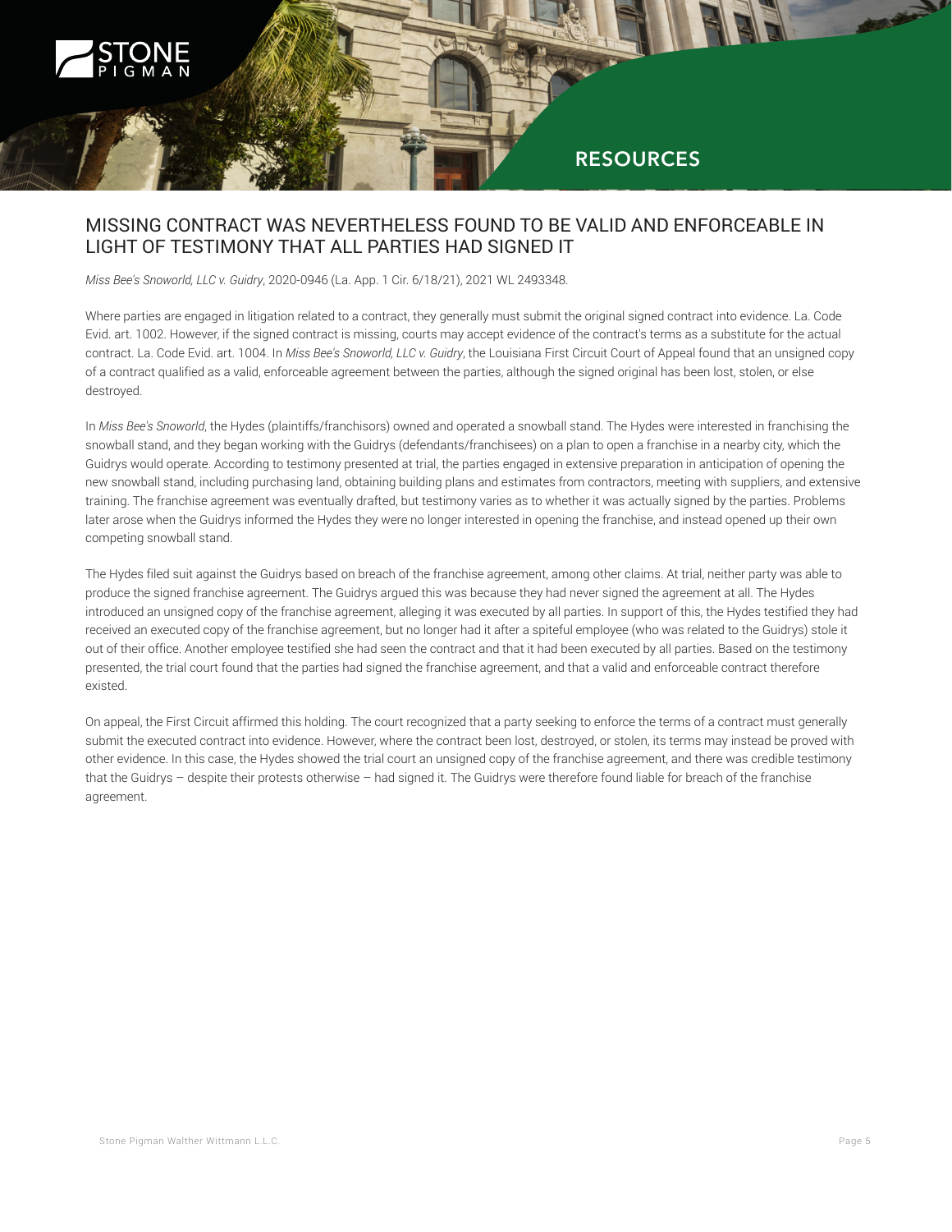# MISSING CONTRACT WAS NEVERTHELESS FOUND TO BE VALID AND ENFORCEABLE IN LIGHT OF TESTIMONY THAT ALL PARTIES HAD SIGNED IT

*Miss Bee's Snoworld, LLC v. Guidry*, 2020-0946 (La. App. 1 Cir. 6/18/21), 2021 WL 2493348.

Where parties are engaged in litigation related to a contract, they generally must submit the original signed contract into evidence. La. Code Evid. art. 1002. However, if the signed contract is missing, courts may accept evidence of the contract's terms as a substitute for the actual contract. La. Code Evid. art. 1004. In *Miss Bee's Snoworld, LLC v. Guidry*, the Louisiana First Circuit Court of Appeal found that an unsigned copy of a contract qualified as a valid, enforceable agreement between the parties, although the signed original has been lost, stolen, or else destroyed.

In *Miss Bee's Snoworld*, the Hydes (plaintiffs/franchisors) owned and operated a snowball stand. The Hydes were interested in franchising the snowball stand, and they began working with the Guidrys (defendants/franchisees) on a plan to open a franchise in a nearby city, which the Guidrys would operate. According to testimony presented at trial, the parties engaged in extensive preparation in anticipation of opening the new snowball stand, including purchasing land, obtaining building plans and estimates from contractors, meeting with suppliers, and extensive training. The franchise agreement was eventually drafted, but testimony varies as to whether it was actually signed by the parties. Problems later arose when the Guidrys informed the Hydes they were no longer interested in opening the franchise, and instead opened up their own competing snowball stand.

The Hydes filed suit against the Guidrys based on breach of the franchise agreement, among other claims. At trial, neither party was able to produce the signed franchise agreement. The Guidrys argued this was because they had never signed the agreement at all. The Hydes introduced an unsigned copy of the franchise agreement, alleging it was executed by all parties. In support of this, the Hydes testified they had received an executed copy of the franchise agreement, but no longer had it after a spiteful employee (who was related to the Guidrys) stole it out of their office. Another employee testified she had seen the contract and that it had been executed by all parties. Based on the testimony presented, the trial court found that the parties had signed the franchise agreement, and that a valid and enforceable contract therefore existed.

On appeal, the First Circuit affirmed this holding. The court recognized that a party seeking to enforce the terms of a contract must generally submit the executed contract into evidence. However, where the contract been lost, destroyed, or stolen, its terms may instead be proved with other evidence. In this case, the Hydes showed the trial court an unsigned copy of the franchise agreement, and there was credible testimony that the Guidrys – despite their protests otherwise – had signed it. The Guidrys were therefore found liable for breach of the franchise agreement.